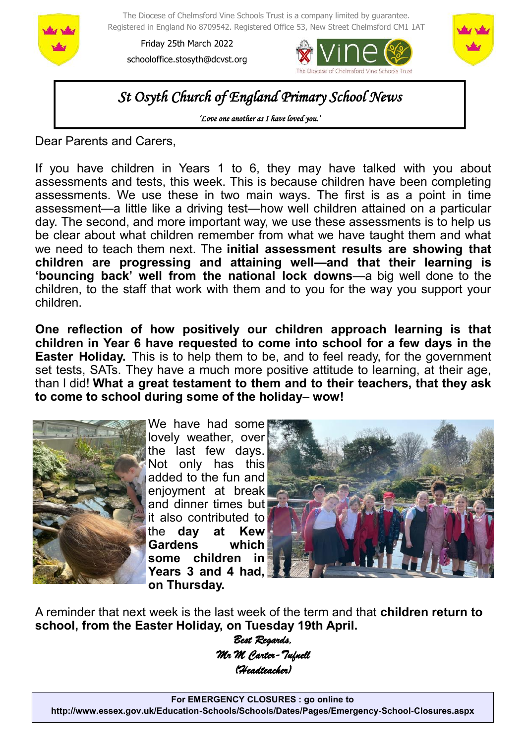The Diocese of Chelmsford Vine Schools Trust is a company limited by guarantee.
Registered in England No 8709542. Registered Office 53, New Street Chelmsford CM1 1AT

Friday 25th March 2022

schooloffice.stosyth@dcvst.org

# *St Osyth Church of England Primary School News*

*'Love one another as I have loved you.'*

Dear Parents and Carers,

If you have children in Years 1 to 6, they may have talked with you about assessments and tests, this week. This is because children have been completing assessments. We use these in two main ways. The first is as a point in time assessment—a little like a driving test—how well children attained on a particular day. The second, and more important way, we use these assessments is to help us be clear about what children remember from what we have taught them and what we need to teach them next. The **initial assessment results are showing that children are progressing and attaining well—and that their learning is 'bouncing back' well from the national lock downs**—a big well done to the children, to the staff that work with them and to you for the way you support your children.

**One reflection of how positively our children approach learning is that children in Year 6 have requested to come into school for a few days in the Easter Holiday.** This is to help them to be, and to feel ready, for the government set tests, SATs. They have a much more positive attitude to learning, at their age, than I did! **What a great testament to them and to their teachers, that they ask to come to school during some of the holiday– wow!**

We have had some lovely weather, over the last few days. Not only has this added to the fun and enjoyment at break and dinner times but it also contributed to the **day at Kew Gardens which some children in Years 3 and 4 had, on Thursday.**

A reminder that next week is the last week of the term and that **children return to school, from the Easter Holiday, on Tuesday 19th April.**

*Best Regards,*
*Mr M Carter-Tufnell*
*(Headteacher)*

**For EMERGENCY CLOSURES : go online to**
**http://www.essex.gov.uk/Education-Schools/Schools/Dates/Pages/Emergency-School-Closures.aspx**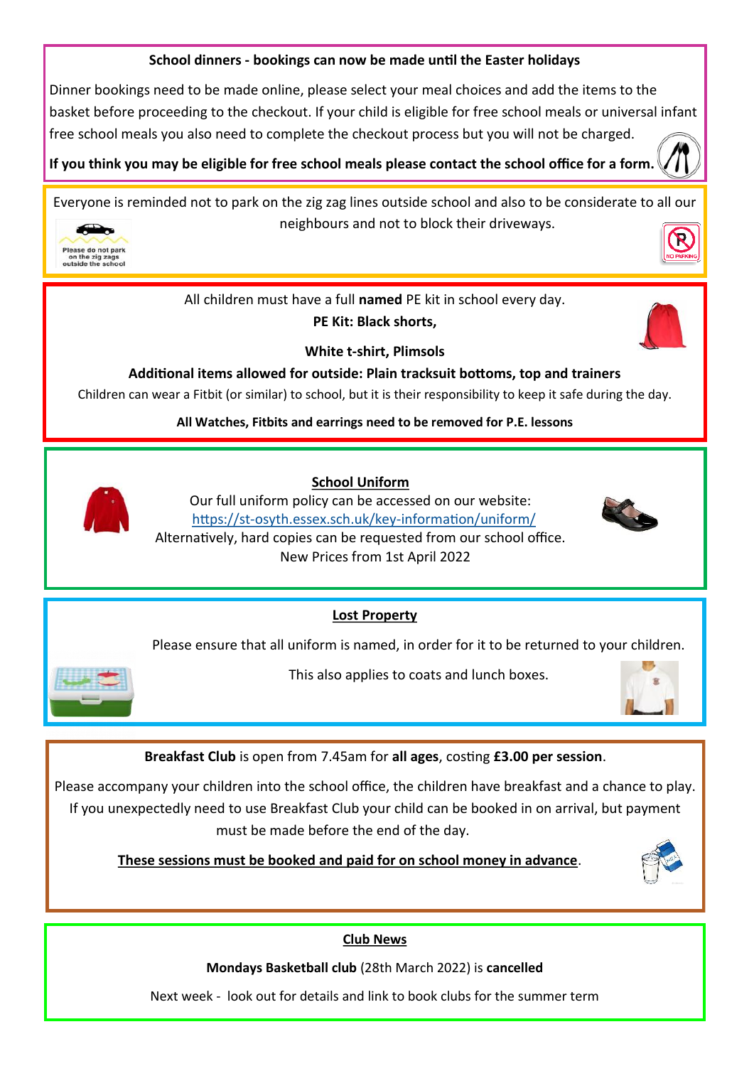**School dinners - bookings can now be made until the Easter holidays**

Dinner bookings need to be made online, please select your meal choices and add the items to the basket before proceeding to the checkout. If your child is eligible for free school meals or universal infant free school meals you also need to complete the checkout process but you will not be charged.

**If you think you may be eligible for free school meals please contact the school office for a form.**

---

Everyone is reminded not to park on the zig zag lines outside school and also to be considerate to all our neighbours and not to block their driveways.

Please do not park on the zig zags outside the school

NO PARKING

---

All children must have a full **named** PE kit in school every day.

**PE Kit: Black shorts,**

**White t-shirt, Plimsols**

**Additional items allowed for outside: Plain tracksuit bottoms, top and trainers**

Children can wear a Fitbit (or similar) to school, but it is their responsibility to keep it safe during the day.

**All Watches, Fitbits and earrings need to be removed for P.E. lessons**

---

## School Uniform

Our full uniform policy can be accessed on our website:
https://st-osyth.essex.sch.uk/key-information/uniform/
Alternatively, hard copies can be requested from our school office.
New Prices from 1st April 2022

---

## Lost Property

Please ensure that all uniform is named, in order for it to be returned to your children.

This also applies to coats and lunch boxes.

---

**Breakfast Club** is open from 7.45am for **all ages**, costing **£3.00 per session**.

Please accompany your children into the school office, the children have breakfast and a chance to play. If you unexpectedly need to use Breakfast Club your child can be booked in on arrival, but payment must be made before the end of the day.

**These sessions must be booked and paid for on school money in advance**.

---

## Club News

**Mondays Basketball club** (28th March 2022) is **cancelled**

Next week - look out for details and link to book clubs for the summer term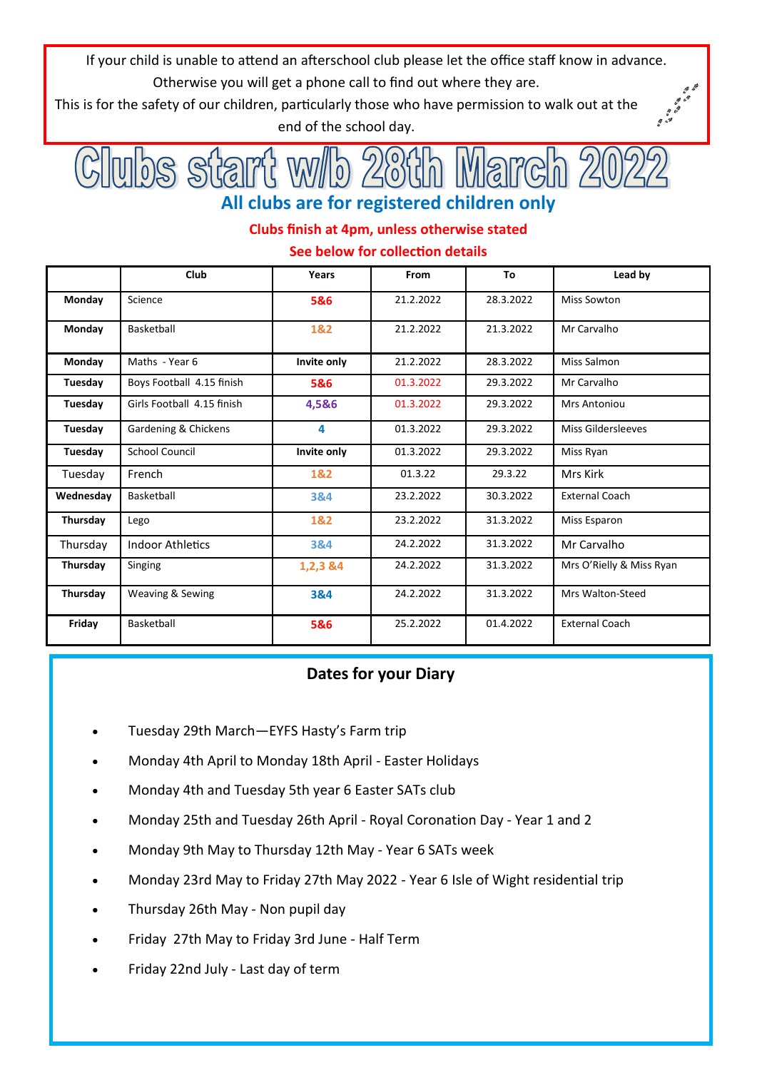If your child is unable to attend an afterschool club please let the office staff know in advance. Otherwise you will get a phone call to find out where they are.

This is for the safety of our children, particularly those who have permission to walk out at the end of the school day.

# Clubs start w/b 28th March 2022

## All clubs are for registered children only

**Clubs finish at 4pm, unless otherwise stated**

**See below for collection details**

| | Club | Years | From | To | Lead by |
|---|---|---|---|---|---|
| **Monday** | Science | **5&6** | 21.2.2022 | 28.3.2022 | Miss Sowton |
| **Monday** | Basketball | **1&2** | 21.2.2022 | 21.3.2022 | Mr Carvalho |
| **Monday** | Maths - Year 6 | **Invite only** | 21.2.2022 | 28.3.2022 | Miss Salmon |
| **Tuesday** | Boys Football 4.15 finish | **5&6** | 01.3.2022 | 29.3.2022 | Mr Carvalho |
| **Tuesday** | Girls Football 4.15 finish | **4,5&6** | 01.3.2022 | 29.3.2022 | Mrs Antoniou |
| **Tuesday** | Gardening & Chickens | **4** | 01.3.2022 | 29.3.2022 | Miss Gildersleeves |
| **Tuesday** | School Council | **Invite only** | 01.3.2022 | 29.3.2022 | Miss Ryan |
| Tuesday | French | **1&2** | 01.3.22 | 29.3.22 | Mrs Kirk |
| **Wednesday** | Basketball | **3&4** | 23.2.2022 | 30.3.2022 | External Coach |
| **Thursday** | Lego | **1&2** | 23.2.2022 | 31.3.2022 | Miss Esparon |
| Thursday | Indoor Athletics | **3&4** | 24.2.2022 | 31.3.2022 | Mr Carvalho |
| **Thursday** | Singing | **1,2,3 &4** | 24.2.2022 | 31.3.2022 | Mrs O'Rielly & Miss Ryan |
| **Thursday** | Weaving & Sewing | **3&4** | 24.2.2022 | 31.3.2022 | Mrs Walton-Steed |
| **Friday** | Basketball | **5&6** | 25.2.2022 | 01.4.2022 | External Coach |

## Dates for your Diary

- Tuesday 29th March—EYFS Hasty's Farm trip
- Monday 4th April to Monday 18th April - Easter Holidays
- Monday 4th and Tuesday 5th year 6 Easter SATs club
- Monday 25th and Tuesday 26th April - Royal Coronation Day - Year 1 and 2
- Monday 9th May to Thursday 12th May - Year 6 SATs week
- Monday 23rd May to Friday 27th May 2022 - Year 6 Isle of Wight residential trip
- Thursday 26th May - Non pupil day
- Friday 27th May to Friday 3rd June - Half Term
- Friday 22nd July - Last day of term